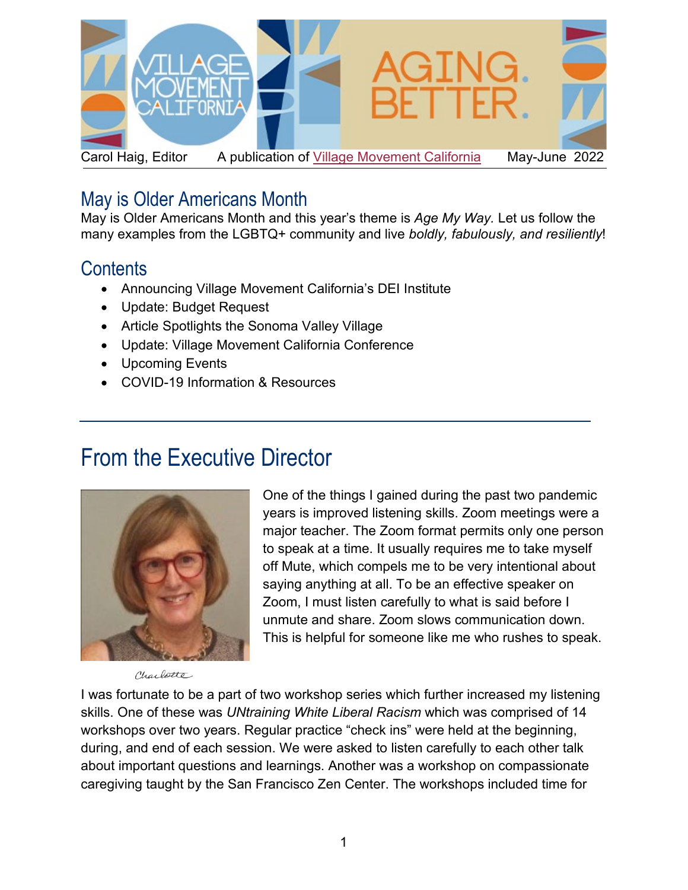# AGING. BETTER.

Carol Haig, Editor — A publication of [Village Movement California] — May-June 2022

## May is Older Americans Month

May is Older Americans Month and this year's theme is *Age My Way.* Let us follow the many examples from the LGBTQ+ community and live *boldly, fabulously, and resiliently*!

## Contents

- Announcing Village Movement California's DEI Institute
- Update: Budget Request
- Article Spotlights the Sonoma Valley Village
- Update: Village Movement California Conference
- Upcoming Events
- COVID-19 Information & Resources

---

# From the Executive Director

One of the things I gained during the past two pandemic years is improved listening skills. Zoom meetings were a major teacher. The Zoom format permits only one person to speak at a time. It usually requires me to take myself off Mute, which compels me to be very intentional about saying anything at all. To be an effective speaker on Zoom, I must listen carefully to what is said before I unmute and share. Zoom slows communication down. This is helpful for someone like me who rushes to speak.

Charlotte

I was fortunate to be a part of two workshop series which further increased my listening skills. One of these was *UNtraining White Liberal Racism* which was comprised of 14 workshops over two years. Regular practice "check ins" were held at the beginning, during, and end of each session. We were asked to listen carefully to each other talk about important questions and learnings. Another was a workshop on compassionate caregiving taught by the San Francisco Zen Center. The workshops included time for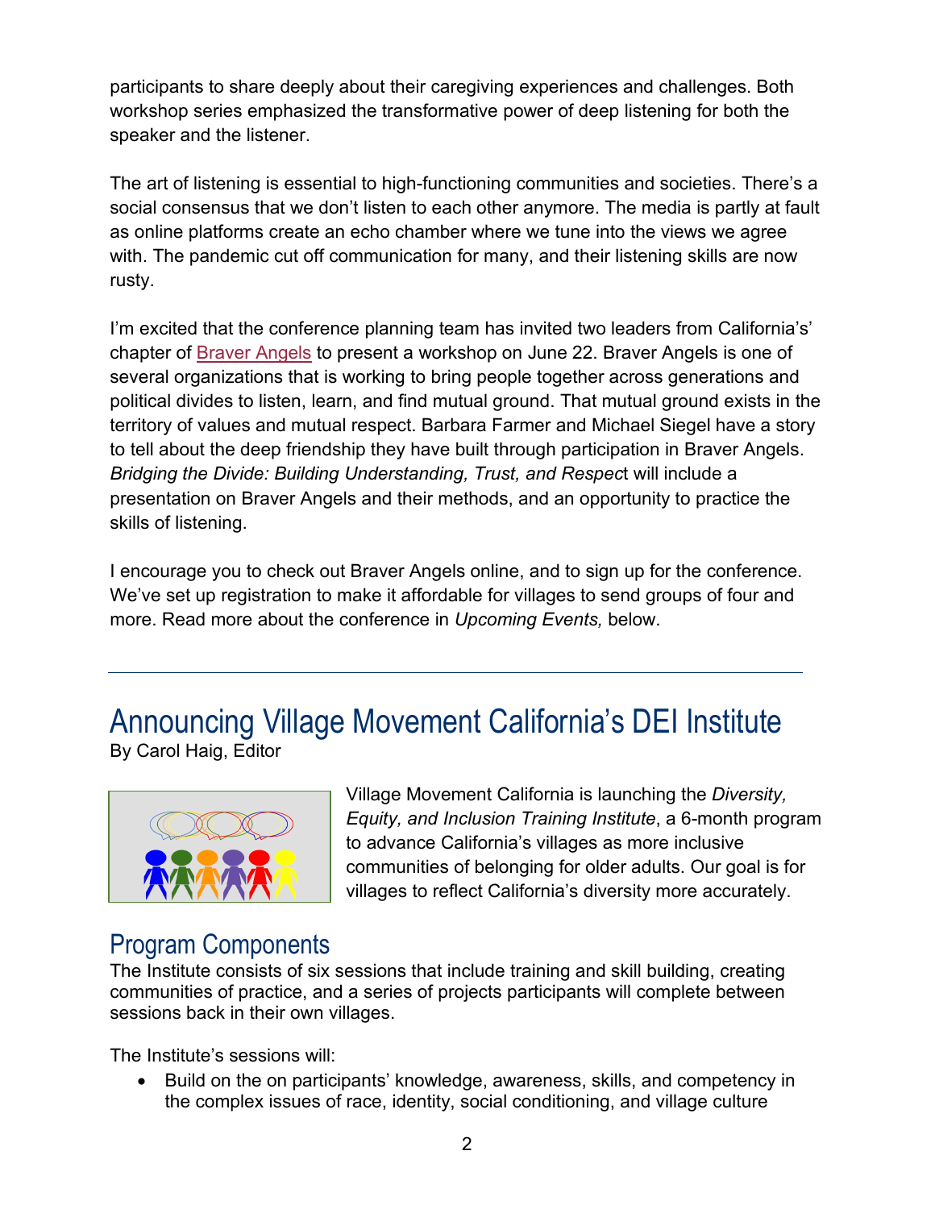participants to share deeply about their caregiving experiences and challenges. Both workshop series emphasized the transformative power of deep listening for both the speaker and the listener.

The art of listening is essential to high-functioning communities and societies. There's a social consensus that we don't listen to each other anymore. The media is partly at fault as online platforms create an echo chamber where we tune into the views we agree with. The pandemic cut off communication for many, and their listening skills are now rusty.

I'm excited that the conference planning team has invited two leaders from California's' chapter of [Braver Angels](#) to present a workshop on June 22. Braver Angels is one of several organizations that is working to bring people together across generations and political divides to listen, learn, and find mutual ground. That mutual ground exists in the territory of values and mutual respect. Barbara Farmer and Michael Siegel have a story to tell about the deep friendship they have built through participation in Braver Angels. *Bridging the Divide: Building Understanding, Trust, and Respect* will include a presentation on Braver Angels and their methods, and an opportunity to practice the skills of listening.

I encourage you to check out Braver Angels online, and to sign up for the conference. We've set up registration to make it affordable for villages to send groups of four and more. Read more about the conference in *Upcoming Events,* below.

---

# Announcing Village Movement California's DEI Institute

By Carol Haig, Editor

Village Movement California is launching the *Diversity, Equity, and Inclusion Training Institute*, a 6-month program to advance California's villages as more inclusive communities of belonging for older adults. Our goal is for villages to reflect California's diversity more accurately.

## Program Components

The Institute consists of six sessions that include training and skill building, creating communities of practice, and a series of projects participants will complete between sessions back in their own villages.

The Institute's sessions will:

- Build on the on participants' knowledge, awareness, skills, and competency in the complex issues of race, identity, social conditioning, and village culture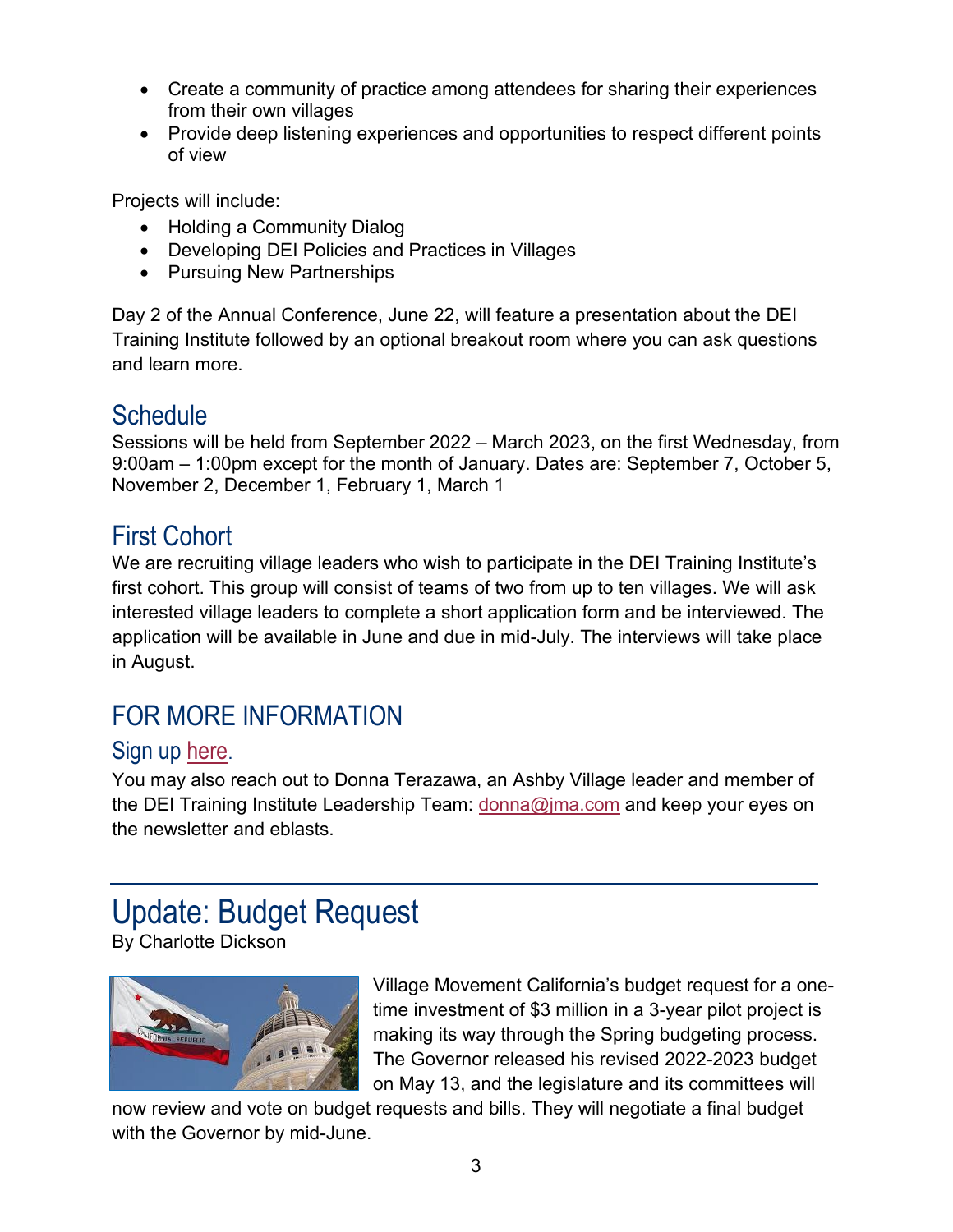- Create a community of practice among attendees for sharing their experiences from their own villages
- Provide deep listening experiences and opportunities to respect different points of view

Projects will include:

- Holding a Community Dialog
- Developing DEI Policies and Practices in Villages
- Pursuing New Partnerships

Day 2 of the Annual Conference, June 22, will feature a presentation about the DEI Training Institute followed by an optional breakout room where you can ask questions and learn more.

## Schedule

Sessions will be held from September 2022 – March 2023, on the first Wednesday, from 9:00am – 1:00pm except for the month of January. Dates are: September 7, October 5, November 2, December 1, February 1, March 1

## First Cohort

We are recruiting village leaders who wish to participate in the DEI Training Institute's first cohort. This group will consist of teams of two from up to ten villages. We will ask interested village leaders to complete a short application form and be interviewed. The application will be available in June and due in mid-July. The interviews will take place in August.

## FOR MORE INFORMATION

### Sign up here.

You may also reach out to Donna Terazawa, an Ashby Village leader and member of the DEI Training Institute Leadership Team: donna@jma.com and keep your eyes on the newsletter and eblasts.

---

# Update: Budget Request

By Charlotte Dickson

Village Movement California's budget request for a one-time investment of $3 million in a 3-year pilot project is making its way through the Spring budgeting process. The Governor released his revised 2022-2023 budget on May 13, and the legislature and its committees will now review and vote on budget requests and bills. They will negotiate a final budget with the Governor by mid-June.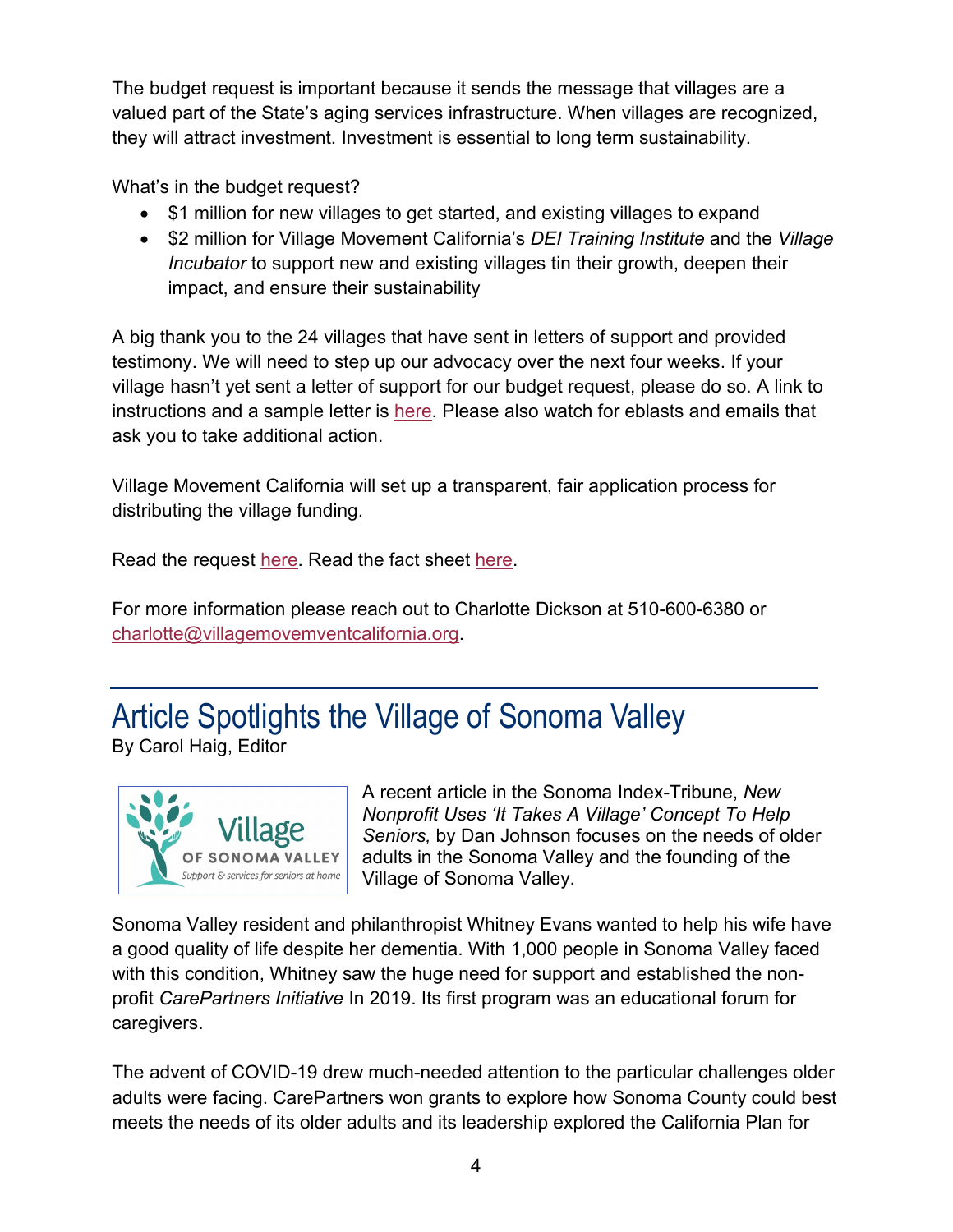The budget request is important because it sends the message that villages are a valued part of the State's aging services infrastructure. When villages are recognized, they will attract investment. Investment is essential to long term sustainability.

What's in the budget request?

- $1 million for new villages to get started, and existing villages to expand
- $2 million for Village Movement California's *DEI Training Institute* and the *Village Incubator* to support new and existing villages tin their growth, deepen their impact, and ensure their sustainability

A big thank you to the 24 villages that have sent in letters of support and provided testimony. We will need to step up our advocacy over the next four weeks. If your village hasn't yet sent a letter of support for our budget request, please do so. A link to instructions and a sample letter is here. Please also watch for eblasts and emails that ask you to take additional action.

Village Movement California will set up a transparent, fair application process for distributing the village funding.

Read the request here. Read the fact sheet here.

For more information please reach out to Charlotte Dickson at 510-600-6380 or charlotte@villagemovemventcalifornia.org.

---

# Article Spotlights the Village of Sonoma Valley

By Carol Haig, Editor

Village OF SONOMA VALLEY Support & services for seniors at home

A recent article in the Sonoma Index-Tribune, *New Nonprofit Uses 'It Takes A Village' Concept To Help Seniors,* by Dan Johnson focuses on the needs of older adults in the Sonoma Valley and the founding of the Village of Sonoma Valley.

Sonoma Valley resident and philanthropist Whitney Evans wanted to help his wife have a good quality of life despite her dementia. With 1,000 people in Sonoma Valley faced with this condition, Whitney saw the huge need for support and established the non-profit *CarePartners Initiative* In 2019. Its first program was an educational forum for caregivers.

The advent of COVID-19 drew much-needed attention to the particular challenges older adults were facing. CarePartners won grants to explore how Sonoma County could best meets the needs of its older adults and its leadership explored the California Plan for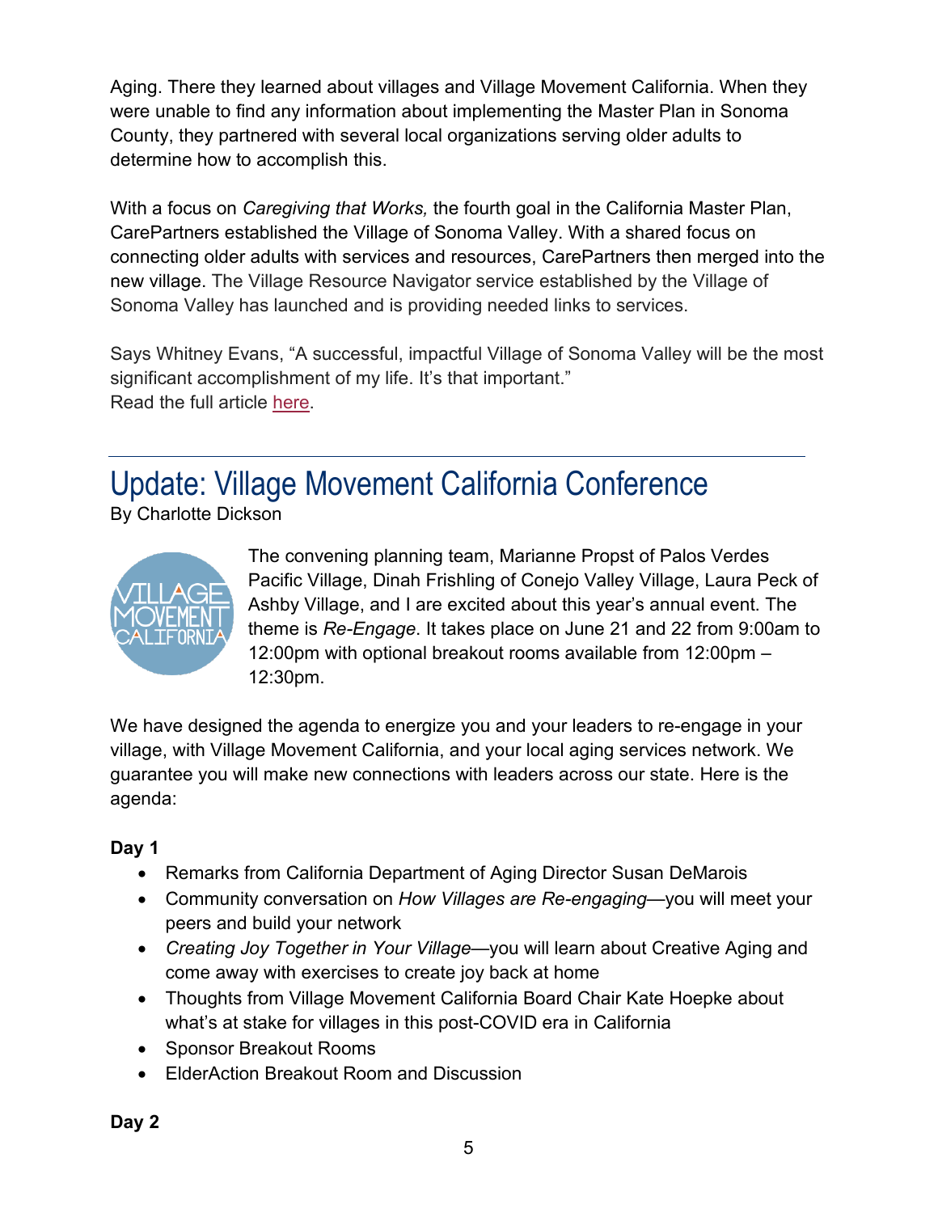Aging. There they learned about villages and Village Movement California. When they were unable to find any information about implementing the Master Plan in Sonoma County, they partnered with several local organizations serving older adults to determine how to accomplish this.

With a focus on *Caregiving that Works,* the fourth goal in the California Master Plan, CarePartners established the Village of Sonoma Valley. With a shared focus on connecting older adults with services and resources, CarePartners then merged into the new village. The Village Resource Navigator service established by the Village of Sonoma Valley has launched and is providing needed links to services.

Says Whitney Evans, "A successful, impactful Village of Sonoma Valley will be the most significant accomplishment of my life. It's that important."
Read the full article here.

---

## Update: Village Movement California Conference

By Charlotte Dickson

The convening planning team, Marianne Propst of Palos Verdes Pacific Village, Dinah Frishling of Conejo Valley Village, Laura Peck of Ashby Village, and I are excited about this year's annual event. The theme is *Re-Engage*. It takes place on June 21 and 22 from 9:00am to 12:00pm with optional breakout rooms available from 12:00pm – 12:30pm.

We have designed the agenda to energize you and your leaders to re-engage in your village, with Village Movement California, and your local aging services network. We guarantee you will make new connections with leaders across our state. Here is the agenda:

**Day 1**

- Remarks from California Department of Aging Director Susan DeMarois
- Community conversation on *How Villages are Re-engaging*—you will meet your peers and build your network
- *Creating Joy Together in Your Village*—you will learn about Creative Aging and come away with exercises to create joy back at home
- Thoughts from Village Movement California Board Chair Kate Hoepke about what's at stake for villages in this post-COVID era in California
- Sponsor Breakout Rooms
- ElderAction Breakout Room and Discussion

**Day 2**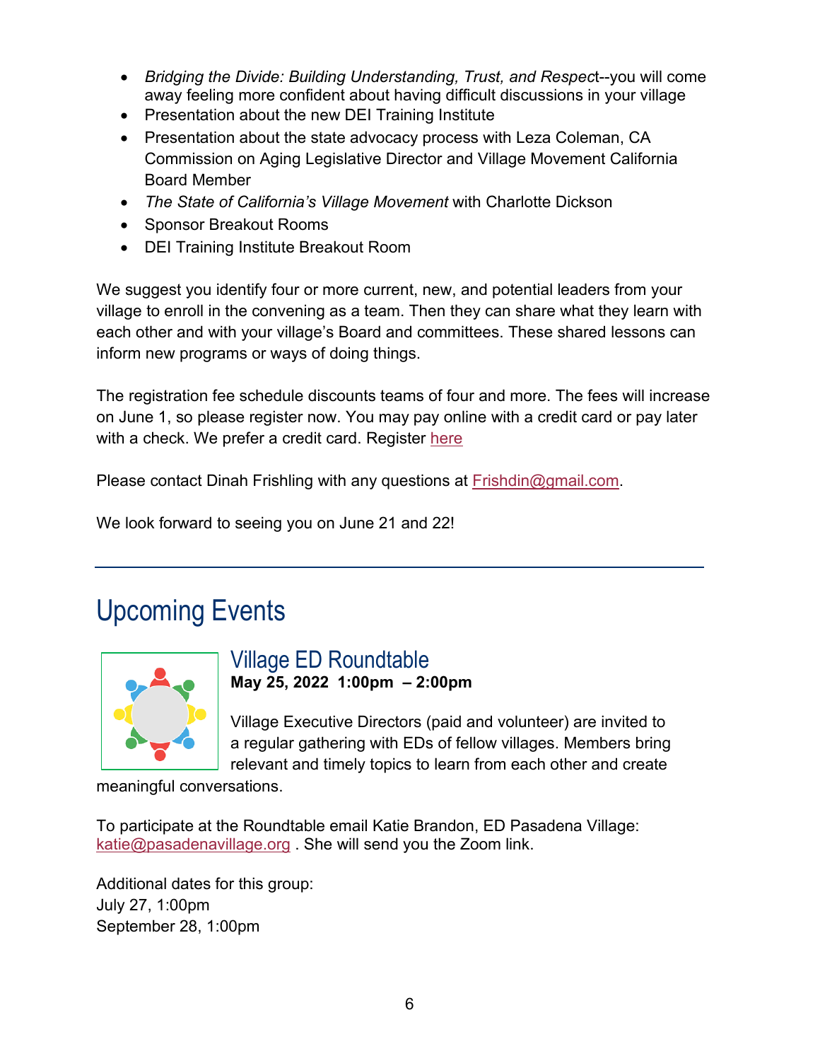- *Bridging the Divide: Building Understanding, Trust, and Respect*--you will come away feeling more confident about having difficult discussions in your village
- Presentation about the new DEI Training Institute
- Presentation about the state advocacy process with Leza Coleman, CA Commission on Aging Legislative Director and Village Movement California Board Member
- *The State of California's Village Movement* with Charlotte Dickson
- Sponsor Breakout Rooms
- DEI Training Institute Breakout Room

We suggest you identify four or more current, new, and potential leaders from your village to enroll in the convening as a team. Then they can share what they learn with each other and with your village's Board and committees. These shared lessons can inform new programs or ways of doing things.

The registration fee schedule discounts teams of four and more. The fees will increase on June 1, so please register now. You may pay online with a credit card or pay later with a check. We prefer a credit card. Register here

Please contact Dinah Frishling with any questions at Frishdin@gmail.com.

We look forward to seeing you on June 21 and 22!

---

# Upcoming Events

## Village ED Roundtable

**May 25, 2022 1:00pm – 2:00pm**

Village Executive Directors (paid and volunteer) are invited to a regular gathering with EDs of fellow villages. Members bring relevant and timely topics to learn from each other and create meaningful conversations.

To participate at the Roundtable email Katie Brandon, ED Pasadena Village: katie@pasadenavillage.org . She will send you the Zoom link.

Additional dates for this group:
July 27, 1:00pm
September 28, 1:00pm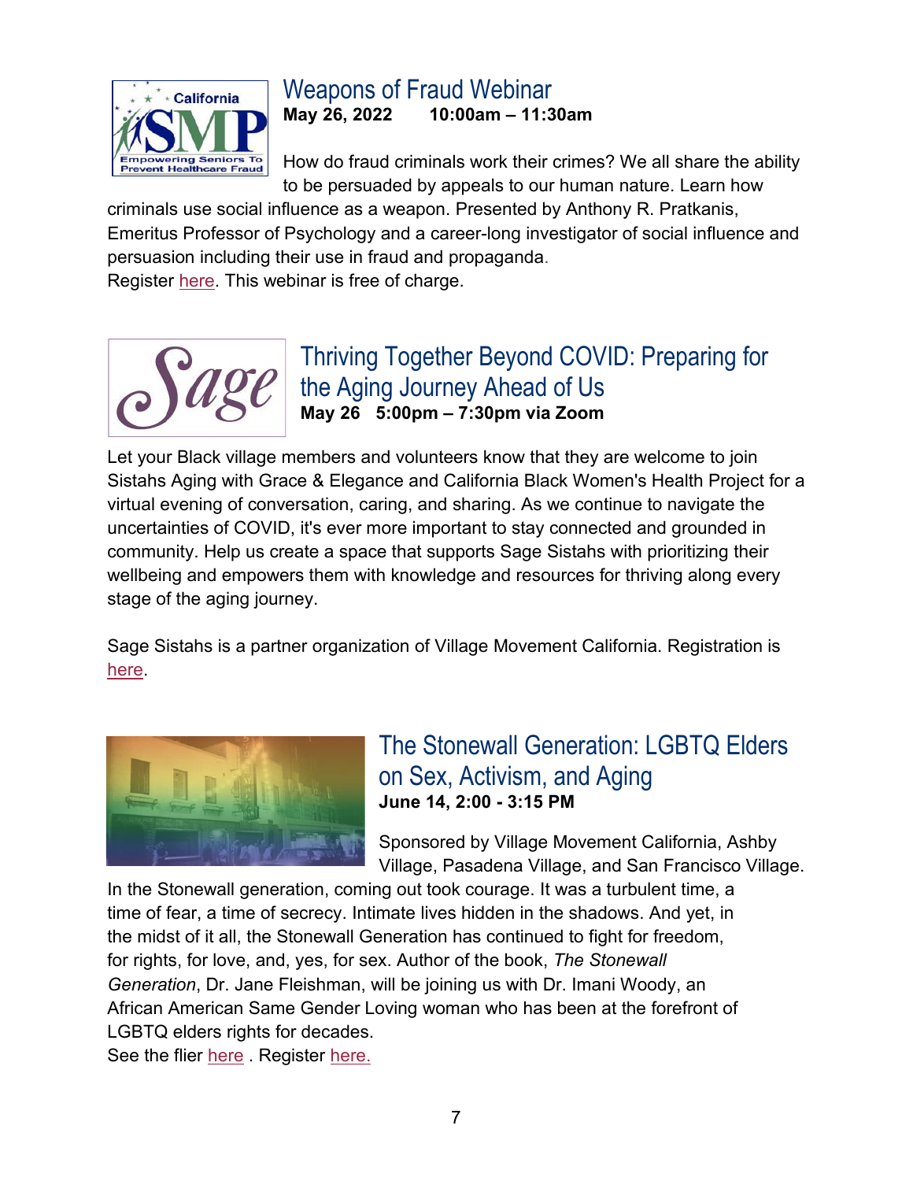## Weapons of Fraud Webinar

**May 26, 2022 10:00am – 11:30am**

How do fraud criminals work their crimes? We all share the ability to be persuaded by appeals to our human nature. Learn how criminals use social influence as a weapon. Presented by Anthony R. Pratkanis, Emeritus Professor of Psychology and a career-long investigator of social influence and persuasion including their use in fraud and propaganda.
Register here. This webinar is free of charge.

## Thriving Together Beyond COVID: Preparing for the Aging Journey Ahead of Us

**May 26 5:00pm – 7:30pm via Zoom**

Let your Black village members and volunteers know that they are welcome to join Sistahs Aging with Grace & Elegance and California Black Women's Health Project for a virtual evening of conversation, caring, and sharing. As we continue to navigate the uncertainties of COVID, it's ever more important to stay connected and grounded in community. Help us create a space that supports Sage Sistahs with prioritizing their wellbeing and empowers them with knowledge and resources for thriving along every stage of the aging journey.

Sage Sistahs is a partner organization of Village Movement California. Registration is here.

## The Stonewall Generation: LGBTQ Elders on Sex, Activism, and Aging

**June 14, 2:00 - 3:15 PM**

Sponsored by Village Movement California, Ashby Village, Pasadena Village, and San Francisco Village.
In the Stonewall generation, coming out took courage. It was a turbulent time, a time of fear, a time of secrecy. Intimate lives hidden in the shadows. And yet, in the midst of it all, the Stonewall Generation has continued to fight for freedom, for rights, for love, and, yes, for sex. Author of the book, *The Stonewall Generation*, Dr. Jane Fleishman, will be joining us with Dr. Imani Woody, an African American Same Gender Loving woman who has been at the forefront of LGBTQ elders rights for decades.
See the flier here . Register here.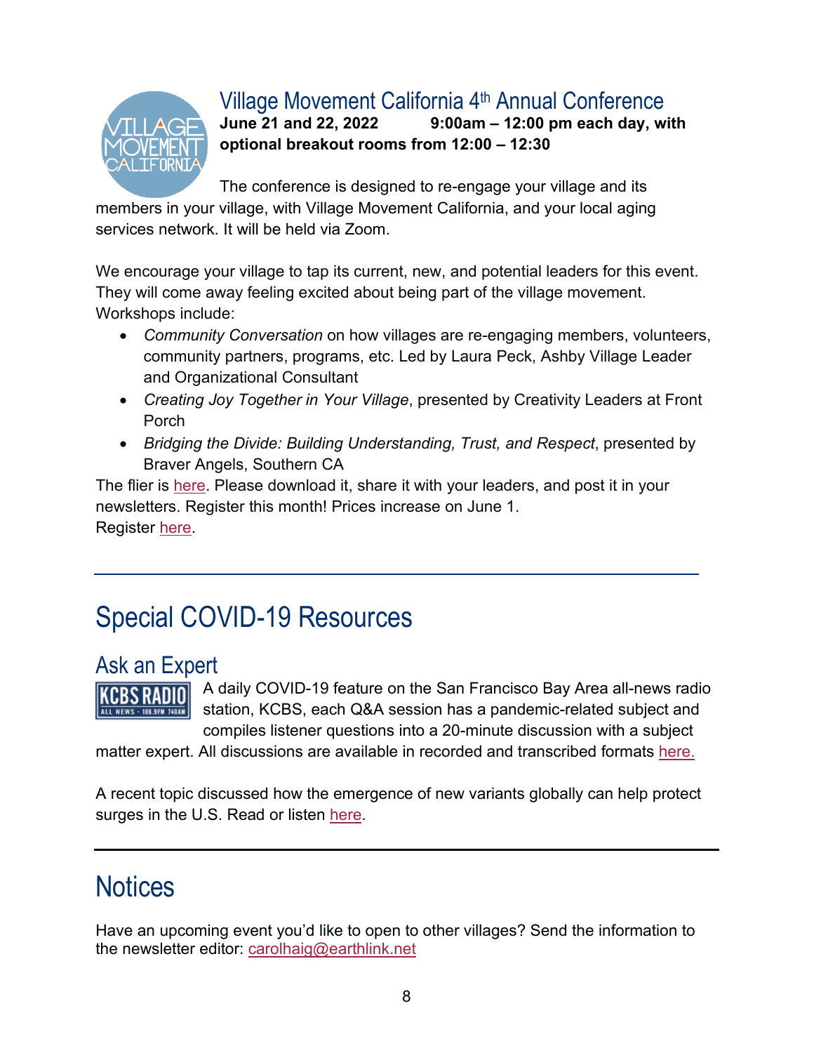## Village Movement California 4th Annual Conference

**June 21 and 22, 2022 9:00am – 12:00 pm each day, with optional breakout rooms from 12:00 – 12:30**

The conference is designed to re-engage your village and its members in your village, with Village Movement California, and your local aging services network. It will be held via Zoom.

We encourage your village to tap its current, new, and potential leaders for this event. They will come away feeling excited about being part of the village movement. Workshops include:

- *Community Conversation* on how villages are re-engaging members, volunteers, community partners, programs, etc. Led by Laura Peck, Ashby Village Leader and Organizational Consultant
- *Creating Joy Together in Your Village*, presented by Creativity Leaders at Front Porch
- *Bridging the Divide: Building Understanding, Trust, and Respect*, presented by Braver Angels, Southern CA

The flier is here. Please download it, share it with your leaders, and post it in your newsletters. Register this month! Prices increase on June 1.
Register here.

---

# Special COVID-19 Resources

## Ask an Expert

A daily COVID-19 feature on the San Francisco Bay Area all-news radio station, KCBS, each Q&A session has a pandemic-related subject and compiles listener questions into a 20-minute discussion with a subject matter expert. All discussions are available in recorded and transcribed formats here.

A recent topic discussed how the emergence of new variants globally can help protect surges in the U.S. Read or listen here.

---

# Notices

Have an upcoming event you'd like to open to other villages? Send the information to the newsletter editor: carolhaig@earthlink.net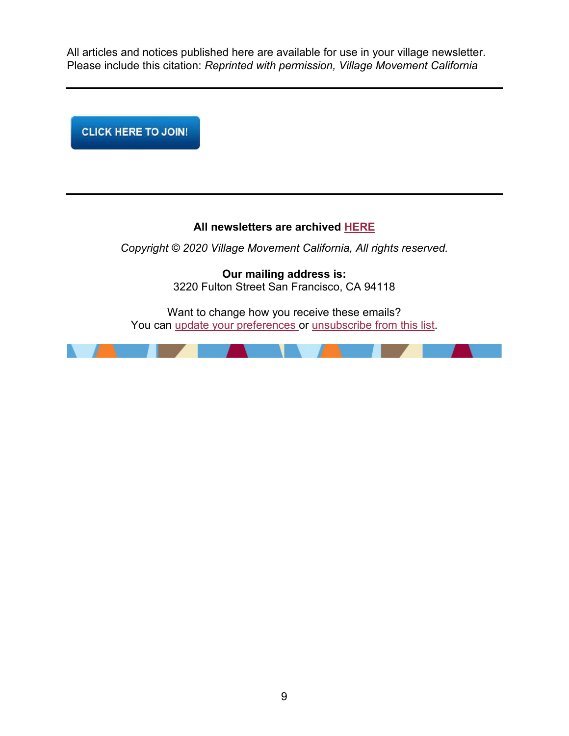All articles and notices published here are available for use in your village newsletter. Please include this citation: *Reprinted with permission, Village Movement California*

---

CLICK HERE TO JOIN!

---

**All newsletters are archived HERE**

*Copyright © 2020 Village Movement California, All rights reserved.*

**Our mailing address is:**
3220 Fulton Street San Francisco, CA 94118

Want to change how you receive these emails?
You can update your preferences or unsubscribe from this list.